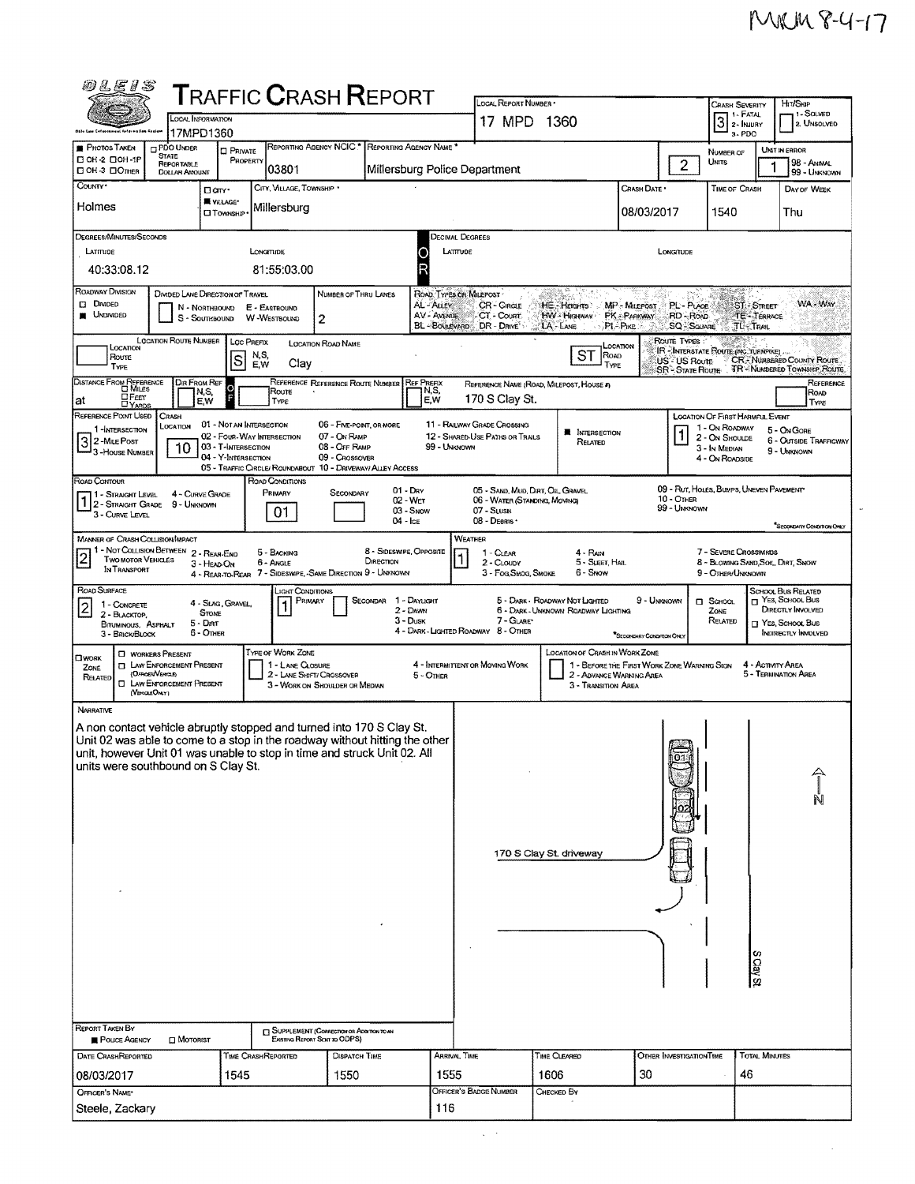MKM 8-4-17

# TRAFFIC CRASH REPORT

| Field | Value |
|---|---|
| Local Information | 17MPD1360 |
| Local Report Number | 17 MPD 1360 |
| Crash Severity (1 - Fatal, 2 - Injury, 3 - PDO) | 3 |
| Hit/Skip (1 - Solved, 2 - Unsolved) | |
| Photos Taken | ☐ OH-2 ☐ OH-1P ☐ OH-3 ☐ Other |
| PDO Under State Reportable Dollar Amount | ☐ |
| Private Property | ☐ |
| Reporting Agency NCIC | 03801 |
| Reporting Agency Name | Millersburg Police Department |
| Number of Units | 2 |
| Unit in Error (98 - Animal, 99 - Unknown) | 1 |
| County | Holmes |
| City, Village, Township | ■ Village: Millersburg |
| Crash Date | 08/03/2017 |
| Time of Crash | 1540 |
| Day of Week | Thu |
| Latitude (Degrees/Minutes/Seconds) | 40:33:08.12 |
| Longitude (Degrees/Minutes/Seconds) | 81:55:03.00 |
| Roadway Division | ■ Undivided |
| Divided Lane Direction of Travel | |
| Number of Thru Lanes | 2 |
| Location Route Number | |
| Loc Prefix | S |
| Location Road Name | Clay |
| Location Road Type | ST |
| Distance From Reference | at |
| Reference Name (Road, Milepost, House #) | 170 S Clay St. |
| Reference Point Used | 3 - House Number |
| Crash Location | 10 - Driveway/Alley Access |
| Intersection Related | ■ |
| Location of First Harmful Event | 1 - On Roadway |
| Road Contour | 1 - Straight Level |
| Road Conditions (Primary) | 01 - Dry |
| Road Conditions (Secondary) | |
| Manner of Crash Collision/Impact | 2 - Rear-End |
| Weather | 1 - Clear |
| Road Surface | 2 - Blacktop, Bituminous, Asphalt |
| Light Conditions (Primary) | 1 - Daylight |
| School Bus Related | |
| Work Zone Related | ☐ |

## Narrative

A non contact vehicle abruptly stopped and turned into 170 S Clay St. Unit 02 was able to come to a stop in the roadway without hitting the other unit, however Unit 01 was unable to stop in time and struck Unit 02. All units were southbound on S Clay St.

Diagram labels: 01, 02, 170 S Clay St. driveway, S Clay St, N

| Field | Value |
|---|---|
| Report Taken By | ■ Police Agency |
| Supplement | ☐ |
| Date Crash Reported | 08/03/2017 |
| Time Crash Reported | 1545 |
| Dispatch Time | 1550 |
| Arrival Time | 1555 |
| Time Cleared | 1606 |
| Other Investigation Time | 30 |
| Total Minutes | 46 |
| Officer's Name | Steele, Zackary |
| Officer's Badge Number | 116 |
| Checked By | |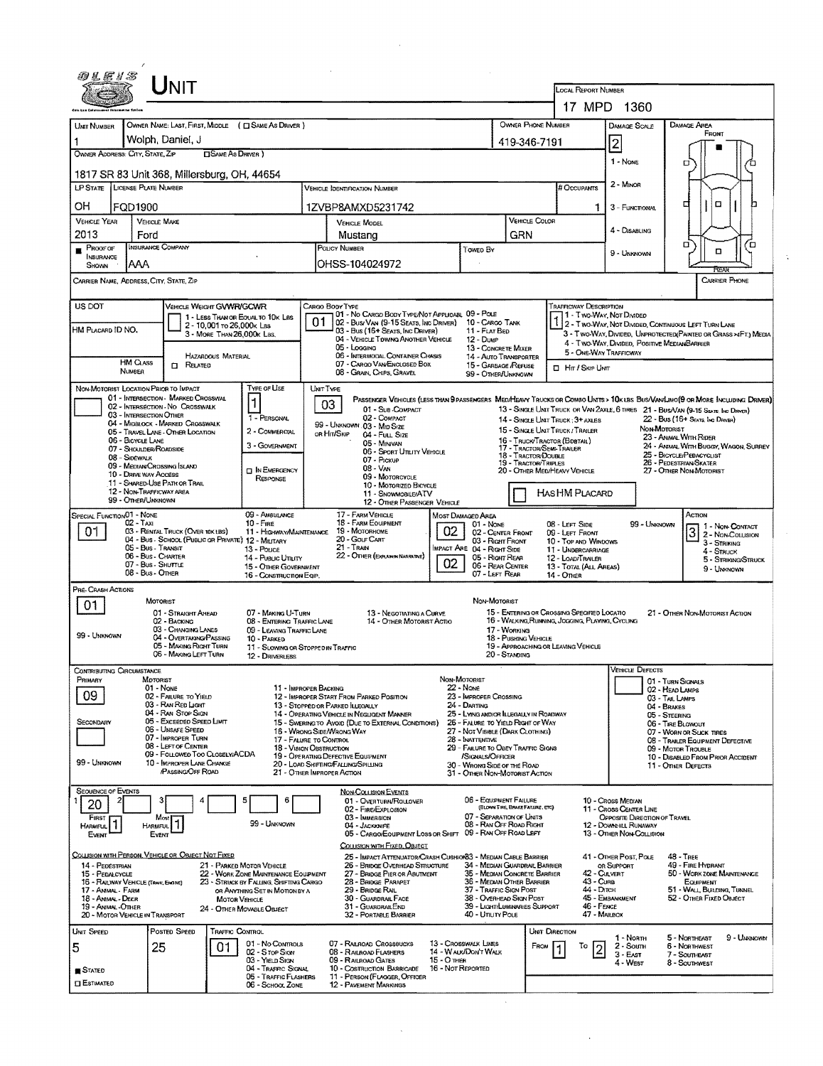# Unit

**Local Report Number:** 17 MPD 1360

| Unit Number | Owner Name: Last, First, Middle (☐ Same As Driver) | Owner Phone Number | Damage Scale | Damage Area |
|---|---|---|---|---|
| 1 | Wolph, Daniel, J | 419-346-7191 | 2 | Front |

**Owner Address: City, State, Zip** (☐ Same As Driver): 1817 SR 83 Unit 368, Millersburg, OH, 44654

Damage Scale: 1 - None; 2 - Minor; 3 - Functional; 4 - Disabling; 9 - Unknown

| LP State | License Plate Number | Vehicle Identification Number | # Occupants |
|---|---|---|---|
| OH | FQD1900 | 1ZVBP8AMXD5231742 | 1 |

| Vehicle Year | Vehicle Make | Vehicle Model | Vehicle Color |
|---|---|---|---|
| 2013 | Ford | Mustang | GRN |

| Proof of Insurance Shown | Insurance Company | Policy Number | Towed By |
|---|---|---|---|
| ■ | AAA | OHSS-104024972 | |

Carrier Name, Address, City, State, Zip — Carrier Phone

US DOT

HM Placard ID No.

HM Class Number

**Vehicle Weight GVWR/GCWR:** 1 - Less Than or Equal to 10k Lbs; 2 - 10,001 to 26,000k Lbs; 3 - More Than 26,000k Lbs.

Hazardous Material ☐ Related

**Cargo Body Type:** 01
01 - No Cargo Body Type/Not Applicabl; 02 - Bus/Van (9-15 Seats, Inc Driver); 03 - Bus (16+ Seats, Inc Driver); 04 - Vehicle Towing Another Vehicle; 05 - Logging; 06 - Intermodal Container Chasis; 07 - Cargo Van/Enclosed Box; 08 - Grain, Chips, Gravel; 09 - Pole; 10 - Cargo Tank; 11 - Flat Bed; 12 - Dump; 13 - Concrete Mixer; 14 - Auto Transporter; 15 - Garbage/Refuse; 99 - Other/Unknown

**Trafficway Description:** 1
1 - Two-Way, Not Divided; 2 - Two-Way, Not Divided, Continuous Left Turn Lane; 3 - Two-Way, Divided, Unprotected(Painted or Grass >4Ft.) Media; 4 - Two-Way, Divided, Positive Median Barrier; 5 - One-Way Trafficway

☐ Hit / Skip Unit

**Non-Motorist Location Prior to Impact:**
01 - Intersection - Marked Crosswal; 02 - Intersection - No Crosswalk; 03 - Intersection Other; 04 - Midblock - Marked Crosswalk; 05 - Travel Lane - Other Location; 06 - Bicycle Lane; 07 - Shoulder/Roadside; 08 - Sidewalk; 09 - Median/Crossing Island; 10 - Drive way Access; 11 - Shared-Use Path or Trail; 12 - Non-Trafficway Area; 99 - Other/Unknown

**Type of Use:** 1
1 - Personal; 2 - Commercial; 3 - Government; ☐ In Emergency Response

**Unit Type:** 03
Passenger Vehicles (less than 9 passengers): 01 - Sub-Compact; 02 - Compact; 99 - Unknown 03 - Mid Size; or Hit/Skip 04 - Full Size; 05 - Minivan; 06 - Sport Utility Vehicle; 07 - Pickup; 08 - Van; 09 - Motorcycle; 10 - Motorized Bicycle; 11 - Snowmobile/ATV; 12 - Other Passenger Vehicle
Med/Heavy Trucks or Combo Units > 10k lbs: 13 - Single Unit Truck or Van 2axle, 6 tires; 14 - Single Unit Truck: 3+ axles; 15 - Single Unit Truck / Trailer; 16 - Truck/Tractor (Bobtail); 17 - Tractor/Semi-Trailer; 18 - Tractor/Double; 19 - Tractor/Triples; 20 - Other Med/Heavy Vehicle
Bus/Van/Limo (9 or More Including Driver): 21 - Bus/Van (9-15 Seats, Inc Driver); 22 - Bus (16+ Seats, Inc Driver)
Non-Motorist: 23 - Animal With Rider; 24 - Animal With Buggy, Wagon, Surrey; 25 - Bicycle/Pedacyclist; 26 - Pedestrian/Skater; 27 - Other Non-Motorist

☐ Has HM Placard

**Special Function:** 01
01 - None; 02 - Taxi; 03 - Rental Truck (Over 10k lbs); 04 - Bus - School (Public or Private); 05 - Bus - Transit; 06 - Bus - Charter; 07 - Bus - Shuttle; 08 - Bus - Other; 09 - Ambulance; 10 - Fire; 11 - Highway/Maintenance; 12 - Military; 13 - Police; 14 - Public Utility; 15 - Other Government; 16 - Construction Eqip.; 17 - Farm Vehicle; 18 - Farm Equipment; 19 - Motorhome; 20 - Golf Cart; 21 - Train; 22 - Other (Explain in Narrative)

**Most Damaged Area:** 02
**Impact Are:** 02
01 - None; 02 - Center Front; 03 - Right Front; 04 - Right Side; 05 - Right Rear; 06 - Rear Center; 07 - Left Rear; 08 - Left Side; 09 - Left Front; 10 - Top and Windows; 11 - Undercarriage; 12 - Load/Trailer; 13 - Total (All Areas); 14 - Other; 99 - Unknown

**Action:** 3
1 - Non-Contact; 2 - Non-Collision; 3 - Striking; 4 - Struck; 5 - Striking/Struck; 9 - Unknown

**Pre-Crash Actions:** 01
Motorist: 01 - Straight Ahead; 02 - Backing; 03 - Changing Lanes; 04 - Overtaking/Passing; 05 - Making Right Turn; 06 - Making Left Turn; 07 - Making U-Turn; 08 - Entering Traffic Lane; 09 - Leaving Traffic Lane; 10 - Parked; 11 - Slowing or Stopped in Traffic; 12 - Driverless; 13 - Negotiating a Curve; 14 - Other Motorist Actio
Non-Motorist: 15 - Entering or Crossing Specified Locatio; 16 - Walking, Running, Jogging, Playing, Cycling; 17 - Working; 18 - Pushing Vehicle; 19 - Approaching or Leaving Vehicle; 20 - Standing; 21 - Other Non-Motorist Action
99 - Unknown

**Contributing Circumstance:**
Primary: 09
Secondary:
Motorist: 01 - None; 02 - Failure to Yield; 03 - Ran Red Light; 04 - Ran Stop Sign; 05 - Exceeded Speed Limit; 06 - Unsafe Speed; 07 - Improper Turn; 08 - Left of Center; 09 - Followed Too Closely/ACDA; 10 - Improper Lane Change /Passing/Off Road; 11 - Improper Backing; 12 - Improper Start From Parked Position; 13 - Stopped or Parked Illegally; 14 - Operating Vehicle in Negligent Manner; 15 - Swering to Avoid (Due to External Conditions); 16 - Wrong Side/Wrong Way; 17 - Failure to Control; 18 - Vision Obstruction; 19 - Operating Defective Equipment; 20 - Load Shifting/Falling/Spilling; 21 - Other Improper Action
Non-Motorist: 22 - None; 23 - Improper Crossing; 24 - Darting; 25 - Lying and/or Illegally in Roadway; 26 - Failure to Yield Right of Way; 27 - Not Visible (Dark Clothing); 28 - Inattentive; 29 - Failure to Obey Traffic Signs /Signals/Officer; 30 - Wrong Side of the Road; 31 - Other Non-Motorist Action
99 - Unknown

**Vehicle Defects:**
01 - Turn Signals; 02 - Head Lamps; 03 - Tail Lamps; 04 - Brakes; 05 - Steering; 06 - Tire Blowout; 07 - Worn or Slick Tires; 08 - Trailer Equipment Defective; 09 - Motor Trouble; 10 - Disabled From Prior Accident; 11 - Other Defects

**Sequence of Events:**

| 1 | 2 | 3 | 4 | 5 | 6 |
|---|---|---|---|---|---|
| 20 | | | | | |

First Harmful Event: 1
Most Harmful Event: 1
99 - Unknown

Non-Collision Events: 01 - Overturn/Rollover; 02 - Fire/Explosion; 03 - Immersion; 04 - Jackknife; 05 - Cargo/Equipment Loss or Shift; 06 - Equipment Failure (Blown Tire, Brake Failure, etc); 07 - Separation of Units; 08 - Ran Off Road Right; 09 - Ran Off Road Left; 10 - Cross Median; 11 - Cross Center Line Opposite Direction of Travel; 12 - Downhill Runaway; 13 - Other Non-Collision

Collision with Person, Vehicle or Object Not Fixed: 14 - Pedestrian; 15 - Pedalcycle; 16 - Railway Vehicle (Train, Engine); 17 - Animal - Farm; 18 - Animal - Deer; 19 - Animal - Other; 20 - Motor Vehicle in Transport; 21 - Parked Motor Vehicle; 22 - Work Zone Maintenance Equipment; 23 - Struck by Falling, Shifting Cargo or Anything Set in Motion by a Motor Vehicle; 24 - Other Movable Object

Collision with Fixed, Object: 25 - Impact Attenuator/Crash Cushion; 26 - Bridge Overhead Structure; 27 - Bridge Pier or Abutment; 28 - Bridge Parapet; 29 - Bridge Rail; 30 - Guardrail Face; 31 - Guardrail End; 32 - Portable Barrier; 33 - Median Cable Barrier; 34 - Median Guardrail Barrier; 35 - Median Concrete Barrier; 36 - Median Other Barrier; 37 - Traffic Sign Post; 38 - Overhead Sign Post; 39 - Light/Luminaries Support; 40 - Utility Pole; 41 - Other Post, Pole or Support; 42 - Culvert; 43 - Curb; 44 - Ditch; 45 - Embankment; 46 - Fence; 47 - Mailbox; 48 - Tree; 49 - Fire Hydrant; 50 - Work Zone Maintenance Equipment; 51 - Wall, Building, Tunnel; 52 - Other Fixed Object

| Unit Speed | Posted Speed | Traffic Control | Unit Direction |
|---|---|---|---|
| 5 | 25 | 01 | From 1 To 2 |

■ Stated; ☐ Estimated

Traffic Control: 01 - No Controls; 02 - Stop Sign; 03 - Yield Sign; 04 - Traffic Signal; 05 - Traffic Flashers; 06 - School Zone; 07 - Railroad Crossbucks; 08 - Railroad Flashers; 09 - Railroad Gates; 10 - Costruction Barricade; 11 - Person (Flagger, Officer); 12 - Pavement Markings; 13 - Crosswalk Lines; 14 - Walk/Don't Walk; 15 - Other; 16 - Not Reported

Unit Direction: 1 - North; 2 - South; 3 - East; 4 - West; 5 - Northeast; 6 - Northwest; 7 - Southeast; 8 - Southwest; 9 - Unknown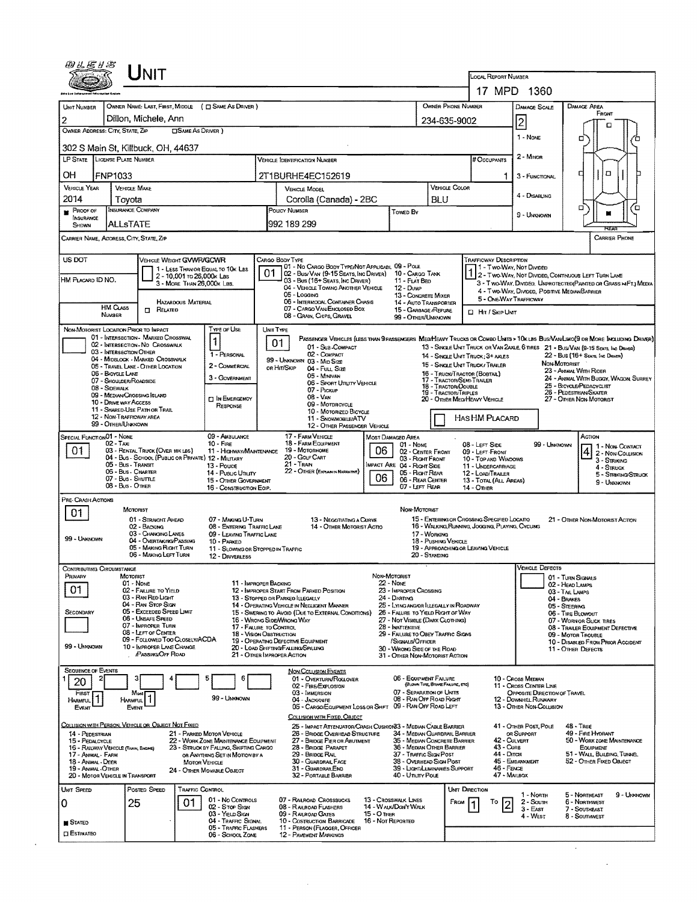# UNIT

**LOCAL REPORT NUMBER:** 17 MPD 1360

| UNIT NUMBER | OWNER NAME: LAST, FIRST, MIDDLE ( ☐ SAME AS DRIVER ) | OWNER PHONE NUMBER | DAMAGE SCALE | DAMAGE AREA |
|---|---|---|---|---|
| 2 | Dillon, Michele, Ann | 234-635-9002 | 2 | FRONT |

OWNER ADDRESS: CITY, STATE, ZIP ☐ SAME AS DRIVER )

302 S Main St, Killbuck, OH, 44637

DAMAGE SCALE: 1 - NONE; 2 - MINOR; 3 - FUNCTIONAL; 4 - DISABLING; 9 - UNKNOWN

| LP STATE | LICENSE PLATE NUMBER | VEHICLE IDENTIFICATION NUMBER | # OCCUPANTS |
|---|---|---|---|
| OH | FNP1033 | 2T1BURHE4EC152619 | 1 |

| VEHICLE YEAR | VEHICLE MAKE | VEHICLE MODEL | VEHICLE COLOR |
|---|---|---|---|
| 2014 | Toyota | Corolla (Canada) - 2BC | BLU |

| ■ PROOF OF INSURANCE SHOWN | INSURANCE COMPANY | POLICY NUMBER | TOWED BY |
|---|---|---|---|
| | ALLSTATE | 992 189 299 | |

CARRIER NAME, ADDRESS, CITY, STATE, ZIP — CARRIER PHONE

US DOT

HM PLACARD ID NO.

HM CLASS NUMBER — ☐ RELATED — HAZARDOUS MATERIAL

**VEHICLE WEIGHT GVWR/GCWR:** 1 - LESS THAN OR EQUAL TO 10K LBS; 2 - 10,001 TO 26,000K LBS; 3 - MORE THAN 26,000K LBS.

**CARGO BODY TYPE:** 01
01 - NO CARGO BODY TYPE/NOT APPLICABLE; 02 - BUS/VAN (9-15 SEATS, INC DRIVER); 03 - BUS (16+ SEATS, INC DRIVER); 04 - VEHICLE TOWING ANOTHER VEHICLE; 05 - LOGGING; 06 - INTERMODAL CONTAINER CHASIS; 07 - CARGO VAN/ENCLOSED BOX; 08 - GRAIN, CHIPS, GRAVEL; 09 - POLE; 10 - CARGO TANK; 11 - FLAT BED; 12 - DUMP; 13 - CONCRETE MIXER; 14 - AUTO TRANSPORTER; 15 - GARBAGE/REFUSE; 99 - OTHER/UNKNOWN

**TRAFFICWAY DESCRIPTION:** 1
1 - TWO-WAY, NOT DIVIDED; 2 - TWO-WAY, NOT DIVIDED, CONTINUOUS LEFT TURN LANE; 3 - TWO-WAY, DIVIDED, UNPROTECTED(PAINTED OR GRASS >4FT.) MEDIA; 4 - TWO-WAY, DIVIDED, POSITIVE MEDIAN BARRIER; 5 - ONE-WAY TRAFFICWAY
☐ HIT / SKIP UNIT

**NON-MOTORIST LOCATION PRIOR TO IMPACT:**
01 - INTERSECTION - MARKED CROSSWAL; 02 - INTERSECTION - NO CROSSWALK; 03 - INTERSECTION OTHER; 04 - MIDBLOCK - MARKED CROSSWALK; 05 - TRAVEL LANE - OTHER LOCATION; 06 - BICYCLE LANE; 07 - SHOULDER/ROADSIDE; 08 - SIDEWALK; 09 - MEDIAN/CROSSING ISLAND; 10 - DRIVE WAY ACCESS; 11 - SHARED-USE PATH OR TRAIL; 12 - NON-TRAFFICWAY AREA; 99 - OTHER/UNKNOWN

**TYPE OF USE:** 1
1 - PERSONAL; 2 - COMMERCIAL; 3 - GOVERNMENT; ☐ IN EMERGENCY RESPONSE

**UNIT TYPE:** 01
PASSENGER VEHICLES (LESS THAN 9 PASSENGERS MED/HEAVY TRUCKS OR COMBO UNITS > 10K LBS BUS/VAN/LIMO(9 OR MORE INCLUDING DRIVER)
01 - SUB-COMPACT; 02 - COMPACT; 99 - UNKNOWN 03 - MID SIZE; OR HIT/SKIP 04 - FULL SIZE; 05 - MINIVAN; 06 - SPORT UTILITY VEHICLE; 07 - PICKUP; 08 - VAN; 09 - MOTORCYCLE; 10 - MOTORIZED BICYCLE; 11 - SNOWMOBILE/ATV; 12 - OTHER PASSENGER VEHICLE
13 - SINGLE UNIT TRUCK OR VAN 2AXLE, 6 TIRES; 14 - SINGLE UNIT TRUCK; 3+ AXLES; 15 - SINGLE UNIT TRUCK/ TRAILER; 16 - TRUCK/TRACTOR (BOBTAIL); 17 - TRACTOR/SEMI-TRAILER; 18 - TRACTOR/DOUBLE; 19 - TRACTOR/TRIPLES; 20 - OTHER MED/HEAVY VEHICLE
21 - BUS/VAN (9-15 SEATS, INC DRIVER); 22 - BUS (16+ SEATS, INC DRIVER)
NON-MOTORIST: 23 - ANIMAL WITH RIDER; 24 - ANIMAL WITH BUGGY, WAGON, SURREY; 25 - BICYCLE/PEDACYCLIST; 26 - PEDESTRIAN/SKATER; 27 - OTHER NON-MOTORIST
☐ HAS HM PLACARD

**SPECIAL FUNCTION:** 01
01 - NONE; 02 - TAXI; 03 - RENTAL TRUCK (OVER 10K LBS); 04 - BUS - SCHOOL (PUBLIC OR PRIVATE); 05 - BUS - TRANSIT; 06 - BUS - CHARTER; 07 - BUS - SHUTTLE; 08 - BUS - OTHER; 09 - AMBULANCE; 10 - FIRE; 11 - HIGHWAY/MAINTENANCE; 12 - MILITARY; 13 - POLICE; 14 - PUBLIC UTILITY; 15 - OTHER GOVERNMENT; 16 - CONSTRUCTION EQIP.; 17 - FARM VEHICLE; 18 - FARM EQUIPMENT; 19 - MOTORHOME; 20 - GOLF CART; 21 - TRAIN; 22 - OTHER (EXPLAIN IN NARRATIVE)

**MOST DAMAGED AREA:** 06 — **IMPACT AREA:** 06
01 - NONE; 02 - CENTER FRONT; 03 - RIGHT FRONT; 04 - RIGHT SIDE; 05 - RIGHT REAR; 06 - REAR CENTER; 07 - LEFT REAR; 08 - LEFT SIDE; 09 - LEFT FRONT; 10 - TOP AND WINDOWS; 11 - UNDERCARRIAGE; 12 - LOAD/TRAILER; 13 - TOTAL (ALL AREAS); 14 - OTHER; 99 - UNKNOWN

**ACTION:** 4
1 - NON-CONTACT; 2 - NON-COLLISION; 3 - STRIKING; 4 - STRUCK; 5 - STRIKING/STRUCK; 9 - UNKNOWN

**PRE-CRASH ACTIONS:** 01
MOTORIST: 01 - STRAIGHT AHEAD; 02 - BACKING; 03 - CHANGING LANES; 04 - OVERTAKING/PASSING; 05 - MAKING RIGHT TURN; 06 - MAKING LEFT TURN; 07 - MAKING U-TURN; 08 - ENTERING TRAFFIC LANE; 09 - LEAVING TRAFFIC LANE; 10 - PARKED; 11 - SLOWING OR STOPPED IN TRAFFIC; 12 - DRIVERLESS; 13 - NEGOTIATING A CURVE; 14 - OTHER MOTORIST ACTIO
NON-MOTORIST: 15 - ENTERING OR CROSSING SPECIFIED LOCATIO; 16 - WALKING, RUNNING, JOGGING, PLAYING, CYCLING; 17 - WORKING; 18 - PUSHING VEHICLE; 19 - APPROACHING OR LEAVING VEHICLE; 20 - STANDING; 21 - OTHER NON-MOTORIST ACTION
99 - UNKNOWN

**CONTRIBUTING CIRCUMSTANCE:** PRIMARY 01; SECONDARY (blank); 99 - UNKNOWN
MOTORIST: 01 - NONE; 02 - FAILURE TO YIELD; 03 - RAN RED LIGHT; 04 - RAN STOP SIGN; 05 - EXCEEDED SPEED LIMIT; 06 - UNSAFE SPEED; 07 - IMPROPER TURN; 08 - LEFT OF CENTER; 09 - FOLLOWED TOO CLOSELY/ACDA; 10 - IMPROPER LANE CHANGE /PASSING/OFF ROAD; 11 - IMPROPER BACKING; 12 - IMPROPER START FROM PARKED POSITION; 13 - STOPPED OR PARKED ILLEGALLY; 14 - OPERATING VEHICLE IN NEGLIGENT MANNER; 15 - SWERING TO AVOID (DUE TO EXTERNAL CONDITIONS); 16 - WRONG SIDE/WRONG WAY; 17 - FAILURE TO CONTROL; 18 - VISION OBSTRUCTION; 19 - OPERATING DEFECTIVE EQUIPMENT; 20 - LOAD SHIFTING/FALLING/SPILLING; 21 - OTHER IMPROPER ACTION
NON-MOTORIST: 22 - NONE; 23 - IMPROPER CROSSING; 24 - DARTING; 25 - LYING AND/OR ILLEGALLY IN ROADWAY; 26 - FALURE TO YIELD RIGHT OF WAY; 27 - NOT VISIBLE (DARK CLOTHING); 28 - INATTENTIVE; 29 - FAILURE TO OBEY TRAFFIC SIGNS /SIGNALS/OFFICER; 30 - WRONG SIDE OF THE ROAD; 31 - OTHER NON-MOTORIST ACTION

**VEHICLE DEFECTS:**
01 - TURN SIGNALS; 02 - HEAD LAMPS; 03 - TAIL LAMPS; 04 - BRAKES; 05 - STEERING; 06 - TIRE BLOWOUT; 07 - WORN OR SLICK TIRES; 08 - TRAILER EQUIPMENT DEFECTIVE; 09 - MOTOR TROUBLE; 10 - DISABLED FROM PRIOR ACCIDENT; 11 - OTHER DEFECTS

**SEQUENCE OF EVENTS:** 1: 20; 2: ; 3: ; 4: ; 5: ; 6:
FIRST HARMFUL EVENT: 1 — MOST HARMFUL EVENT: 1 — 99 - UNKNOWN

NON-COLLISION EVENTS: 01 - OVERTURN/ROLLOVER; 02 - FIRE/EXPLOSION; 03 - IMMERSION; 04 - JACKKNIFE; 05 - CARGO/EQUIPMENT LOSS OR SHIFT; 06 - EQUIPMENT FAILURE (BLOWN TIRE, BRAKE FAILURE, ETC); 07 - SEPARATION OF UNITS; 08 - RAN OFF ROAD RIGHT; 09 - RAN OFF ROAD LEFT; 10 - CROSS MEDIAN; 11 - CROSS CENTER LINE OPPOSITE DIRECTION OF TRAVEL; 12 - DOWNHILL RUNAWAY; 13 - OTHER NON-COLLISION

COLLISION WITH PERSON, VEHICLE OR OBJECT NOT FIXED: 14 - PEDESTRIAN; 15 - PEDALCYCLE; 16 - RAILWAY VEHICLE (TRAIN, ENGINE); 17 - ANIMAL - FARM; 18 - ANIMAL - DEER; 19 - ANIMAL - OTHER; 20 - MOTOR VEHICLE IN TRANSPORT; 21 - PARKED MOTOR VEHICLE; 22 - WORK ZONE MAINTENANCE EQUIPMENT; 23 - STRUCK BY FALLING, SHIFTING CARGO OR ANYTHING SET IN MOTION BY A MOTOR VEHICLE; 24 - OTHER MOVABLE OBJECT

COLLISION WITH FIXED, OBJECT: 25 - IMPACT ATTENUATOR/CRASH CUSHION; 26 - BRIDGE OVERHEAD STRUCTURE; 27 - BRIDGE PIER OR ABUTMENT; 28 - BRIDGE PARAPET; 29 - BRIDGE RAIL; 30 - GUARDRAIL FACE; 31 - GUARDRAIL END; 32 - PORTABLE BARRIER; 33 - MEDIAN CABLE BARRIER; 34 - MEDIAN GUARDRAIL BARRIER; 35 - MEDIAN CONCRETE BARRIER; 36 - MEDIAN OTHER BARRIER; 37 - TRAFFIC SIGN POST; 38 - OVERHEAD SIGN POST; 39 - LIGHT/LUMINARIES SUPPORT; 40 - UTILITY POLE; 41 - OTHER POST, POLE OR SUPPORT; 42 - CULVERT; 43 - CURB; 44 - DITCH; 45 - EMBANKMENT; 46 - FENCE; 47 - MAILBOX; 48 - TREE; 49 - FIRE HYDRANT; 50 - WORK ZONE MAINTENANCE EQUIPMENT; 51 - WALL, BUILDING, TUNNEL; 52 - OTHER FIXED OBJECT

| UNIT SPEED | POSTED SPEED | TRAFFIC CONTROL | UNIT DIRECTION |
|---|---|---|---|
| 0 | 25 | 01 | FROM 1 TO 2 |

■ STATED ☐ ESTIMATED

TRAFFIC CONTROL: 01 - NO CONTROLS; 02 - STOP SIGN; 03 - YIELD SIGN; 04 - TRAFFIC SIGNAL; 05 - TRAFFIC FLASHERS; 06 - SCHOOL ZONE; 07 - RAILROAD CROSSBUCKS; 08 - RAILROAD FLASHERS; 09 - RAILROAD GATES; 10 - COSTRUCTION BARRICADE; 11 - PERSON (FLAGGER, OFFICER); 12 - PAVEMENT MARKINGS; 13 - CROSSWALK LINES; 14 - WALK/DON'T WALK; 15 - OTHER; 16 - NOT REPORTED

UNIT DIRECTION: 1 - NORTH; 2 - SOUTH; 3 - EAST; 4 - WEST; 5 - NORTHEAST; 6 - NORTHWEST; 7 - SOUTHEAST; 8 - SOUTHWEST; 9 - UNKNOWN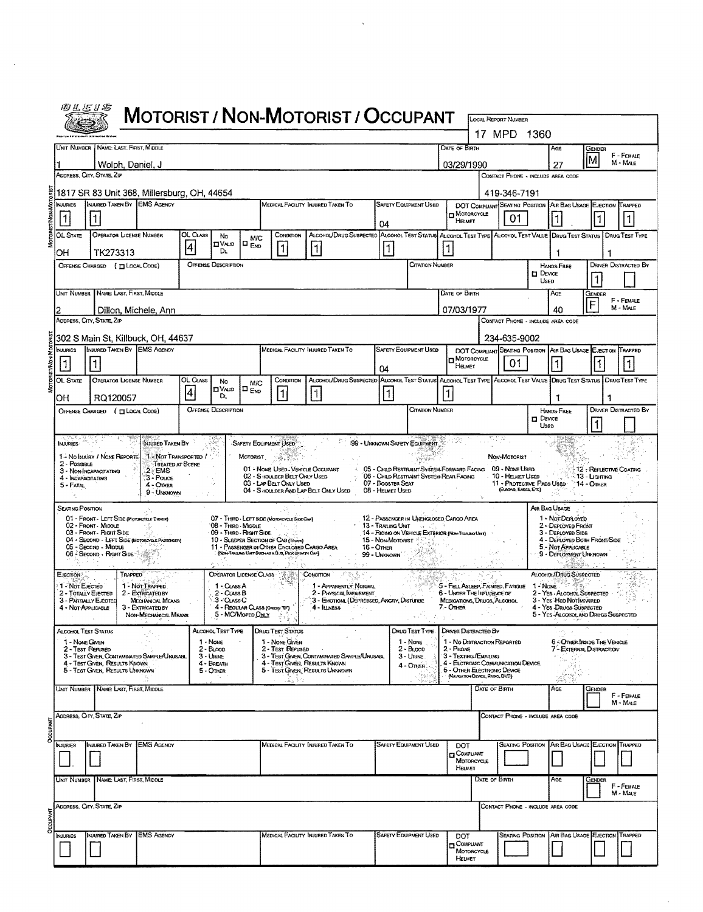# MOTORIST / NON-MOTORIST / OCCUPANT

LOCAL REPORT NUMBER: 17 MPD 1360

## MOTORIST/NON-MOTORIST

| UNIT NUMBER | NAME: LAST, FIRST, MIDDLE | DATE OF BIRTH | AGE | GENDER (F - FEMALE, M - MALE) |
|---|---|---|---|---|
| 1 | Wolph, Daniel, J | 03/29/1990 | 27 | M |

| ADDRESS, CITY, STATE, ZIP | CONTACT PHONE - INCLUDE AREA CODE |
|---|---|
| 1817 SR 83 Unit 368, Millersburg, OH, 44654 | 419-346-7191 |

| INJURIES | INJURED TAKEN BY | EMS AGENCY | MEDICAL FACILITY INJURED TAKEN TO | SAFETY EQUIPMENT USED | DOT COMPLIANT MOTORCYCLE HELMET | SEATING POSITION | AIR BAG USAGE | EJECTION | TRAPPED |
|---|---|---|---|---|---|---|---|---|---|
| 1 | 1 | | | 04 | | 01 | 1 | 1 | 1 |

| OL STATE | OPERATOR LICENSE NUMBER | OL CLASS | NO VALID DL | M/C END | CONDITION | ALCOHOL/DRUG SUSPECTED | ALCOHOL TEST STATUS | ALCOHOL TEST TYPE | ALCOHOL TEST VALUE | DRUG TEST STATUS | DRUG TEST TYPE |
|---|---|---|---|---|---|---|---|---|---|---|---|
| OH | TK273313 | 4 | | | 1 | 1 | 1 | 1 | | 1 | 1 |

| OFFENSE CHARGED ( LOCAL CODE) | OFFENSE DESCRIPTION | CITATION NUMBER | HANDS-FREE DEVICE USED | DRIVER DISTRACTED BY |
|---|---|---|---|---|
| | | | | 1 |

## MOTORIST/NON-MOTORIST

| UNIT NUMBER | NAME: LAST, FIRST, MIDDLE | DATE OF BIRTH | AGE | GENDER (F - FEMALE, M - MALE) |
|---|---|---|---|---|
| 2 | Dillon, Michele, Ann | 07/03/1977 | 40 | F |

| ADDRESS, CITY, STATE, ZIP | CONTACT PHONE - INCLUDE AREA CODE |
|---|---|
| 302 S Main St, Killbuck, OH, 44637 | 234-635-9002 |

| INJURIES | INJURED TAKEN BY | EMS AGENCY | MEDICAL FACILITY INJURED TAKEN TO | SAFETY EQUIPMENT USED | DOT COMPLIANT MOTORCYCLE HELMET | SEATING POSITION | AIR BAG USAGE | EJECTION | TRAPPED |
|---|---|---|---|---|---|---|---|---|---|
| 1 | 1 | | | 04 | | 01 | 1 | 1 | 1 |

| OL STATE | OPERATOR LICENSE NUMBER | OL CLASS | NO VALID DL | M/C END | CONDITION | ALCOHOL/DRUG SUSPECTED | ALCOHOL TEST STATUS | ALCOHOL TEST TYPE | ALCOHOL TEST VALUE | DRUG TEST STATUS | DRUG TEST TYPE |
|---|---|---|---|---|---|---|---|---|---|---|---|
| OH | RQ120057 | 4 | | | 1 | 1 | 1 | 1 | | 1 | 1 |

| OFFENSE CHARGED ( LOCAL CODE) | OFFENSE DESCRIPTION | CITATION NUMBER | HANDS-FREE DEVICE USED | DRIVER DISTRACTED BY |
|---|---|---|---|---|
| | | | | 1 |

## Codes

**INJURIES**
1 - No Injury / None Reported
2 - Possible
3 - Non-Incapacitating
4 - Incapacitating
5 - Fatal

**INJURED TAKEN BY**
1 - Not Transported / Treated at Scene
2 - EMS
3 - Police
4 - Other
9 - Unknown

**SAFETY EQUIPMENT USED**
99 - Unknown Safety Equipment

Motorist:
01 - None Used - Vehicle Occupant
02 - Shoulder Belt Only Used
03 - Lap Belt Only Used
04 - Shoulder and Lap Belt Only Used
05 - Child Restraint System-Forward Facing
06 - Child Restraint System-Rear Facing
07 - Booster Seat
08 - Helmet Used

Non-Motorist:
09 - None Used
10 - Helmet Used
11 - Protective Pads Used (Elbows, Knees, Etc)
12 - Reflective Coating
13 - Lighting
14 - Other

**SEATING POSITION**
01 - Front - Left Side (Motorcycle Driver)
02 - Front - Middle
03 - Front - Right Side
04 - Second - Left Side (Motorcycle Passenger)
05 - Second - Middle
06 - Second - Right Side
07 - Third - Left Side (Motorcycle Side Car)
08 - Third - Middle
09 - Third - Right Side
10 - Sleeper Section of Cab (Truck)
11 - Passenger in Other Enclosed Cargo Area (Non-Trailing Unit Such as a Bus, Pick-up with Cap)
12 - Passenger in Unenclosed Cargo Area
13 - Trailing Unit
14 - Riding on Vehicle Exterior (Non-Trailing Unit)
15 - Non-Motorist
16 - Other
99 - Unknown

**AIR BAG USAGE**
1 - Not Deployed
2 - Deployed Front
3 - Deployed Side
4 - Deployed Both Front/Side
5 - Not Applicable
9 - Deployment Unknown

**EJECTION**
1 - Not Ejected
2 - Totally Ejected
3 - Partially Ejected
4 - Not Applicable

**TRAPPED**
1 - Not Trapped
2 - Extricated by Mechanical Means
3 - Extricated by Non-Mechanical Means

**OPERATOR LICENSE CLASS**
1 - Class A
2 - Class B
3 - Class C
4 - Regular Class (Ohio's "D")
5 - M/C Moped Only

**CONDITION**
1 - Apparently Normal
2 - Physical Impairment
3 - Emotional (Depressed, Angry, Disturbed)
4 - Illness
5 - Fell Asleep, Fainted, Fatigue
6 - Under the Influence of Medications, Drugs, Alcohol
7 - Other

**ALCOHOL/DRUG SUSPECTED**
1 - None
2 - Yes - Alcohol Suspected
3 - Yes - Had Not Impaired
4 - Yes - Drugs Suspected
5 - Yes - Alcohol and Drugs Suspected

**ALCOHOL TEST STATUS**
1 - None Given
2 - Test Refused
3 - Test Given, Contaminated Sample/Unusable
4 - Test Given, Results Known
5 - Test Given, Results Unknown

**ALCOHOL TEST TYPE**
1 - None
2 - Blood
3 - Urine
4 - Breath
5 - Other

**DRUG TEST STATUS**
1 - None Given
2 - Test Refused
3 - Test Given, Contaminated Sample/Unusable
4 - Test Given, Results Known
5 - Test Given, Results Unknown

**DRUG TEST TYPE**
1 - None
2 - Blood
3 - Urine
4 - Other

**DRIVER DISTRACTED BY**
1 - No Distraction Reported
2 - Phone
3 - Texting /Emailing
4 - Electronic Communication Device
5 - Other Electronic Device (Navigation Device, Radio, DVD)
6 - Other Inside the Vehicle
7 - External Distraction

## OCCUPANT

| UNIT NUMBER | NAME: LAST, FIRST, MIDDLE | DATE OF BIRTH | AGE | GENDER (F - FEMALE, M - MALE) |
|---|---|---|---|---|
| | | | | |

| ADDRESS, CITY, STATE, ZIP | CONTACT PHONE - INCLUDE AREA CODE |
|---|---|
| | |

| INJURIES | INJURED TAKEN BY | EMS AGENCY | MEDICAL FACILITY INJURED TAKEN TO | SAFETY EQUIPMENT USED | DOT COMPLIANT MOTORCYCLE HELMET | SEATING POSITION | AIR BAG USAGE | EJECTION | TRAPPED |
|---|---|---|---|---|---|---|---|---|---|
| | | | | | | | | | |

## OCCUPANT

| UNIT NUMBER | NAME: LAST, FIRST, MIDDLE | DATE OF BIRTH | AGE | GENDER (F - FEMALE, M - MALE) |
|---|---|---|---|---|
| | | | | |

| ADDRESS, CITY, STATE, ZIP | CONTACT PHONE - INCLUDE AREA CODE |
|---|---|
| | |

| INJURIES | INJURED TAKEN BY | EMS AGENCY | MEDICAL FACILITY INJURED TAKEN TO | SAFETY EQUIPMENT USED | DOT COMPLIANT MOTORCYCLE HELMET | SEATING POSITION | AIR BAG USAGE | EJECTION | TRAPPED |
|---|---|---|---|---|---|---|---|---|---|
| | | | | | | | | | |